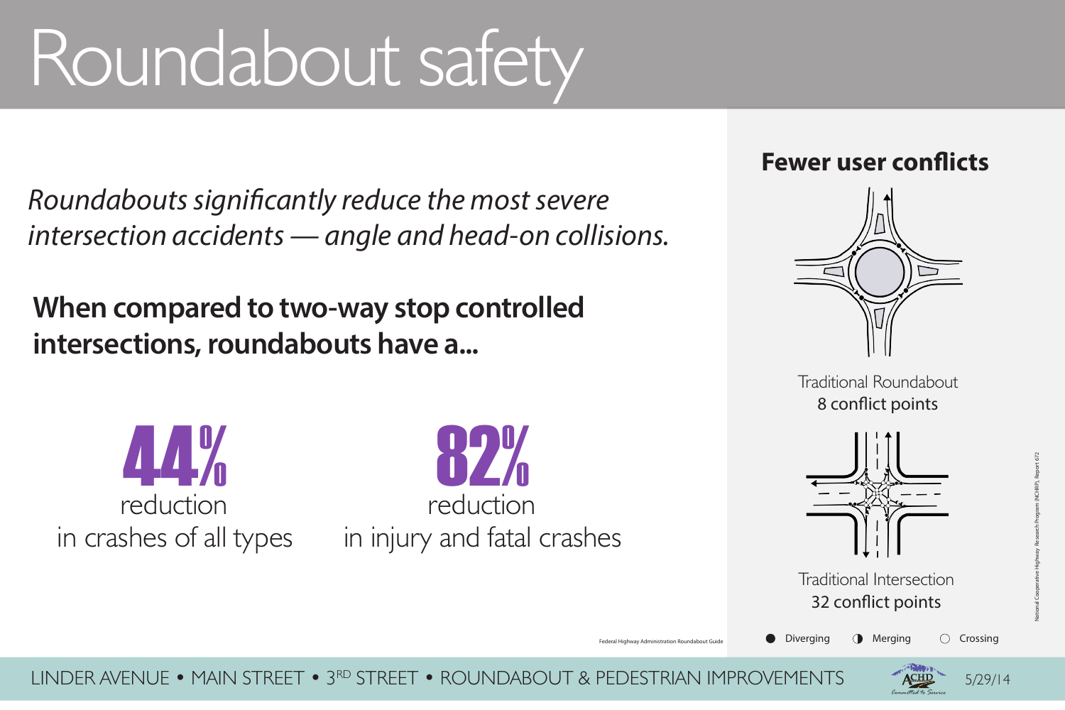# Roundabout safety

*Roundabouts significantly reduce the most severe intersection accidents — angle and head-on collisions.*

**When compared to two-way stop controlled intersections, roundabouts have a...**

**44%** reduction in crashes of all types

**82%** reduction in injury and fatal crashes

Federal Highway Administration Roundabout Guide

## Fewer user conflicts

Traditional Roundabout
8 conflict points

Traditional Intersection
32 conflict points

● Diverging ◑ Merging ○ Crossing

National Cooperative Highway Research Program (NCHRP), Report 672

LINDER AVENUE • MAIN STREET • 3RD STREET • ROUNDABOUT & PEDESTRIAN IMPROVEMENTS

ACHD Committed to Service

5/29/14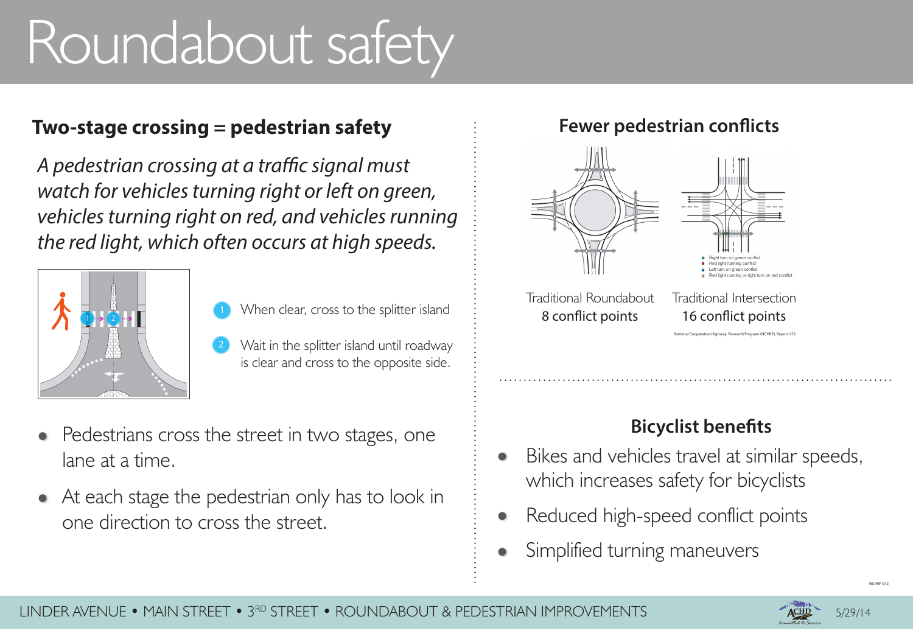# Roundabout safety

## Two-stage crossing = pedestrian safety

*A pedestrian crossing at a traffic signal must watch for vehicles turning right or left on green, vehicles turning right on red, and vehicles running the red light, which often occurs at high speeds.*

1 When clear, cross to the splitter island

2 Wait in the splitter island until roadway is clear and cross to the opposite side.

- Pedestrians cross the street in two stages, one lane at a time.
- At each stage the pedestrian only has to look in one direction to cross the street.

## Fewer pedestrian conflicts

Right turn on green conflict
Red light running conflict
Left turn on green conflict
Red light running or right turn on red conflict

Traditional Roundabout
8 conflict points

Traditional Intersection
16 conflict points

National Cooperative Highway Research Program (NCHRP), Report 672

## Bicyclist benefits

- Bikes and vehicles travel at similar speeds, which increases safety for bicyclists
- Reduced high-speed conflict points
- Simplified turning maneuvers

NCHRP 672

LINDER AVENUE • MAIN STREET • 3RD STREET • ROUNDABOUT & PEDESTRIAN IMPROVEMENTS

ACHD Committed to Service

5/29/14